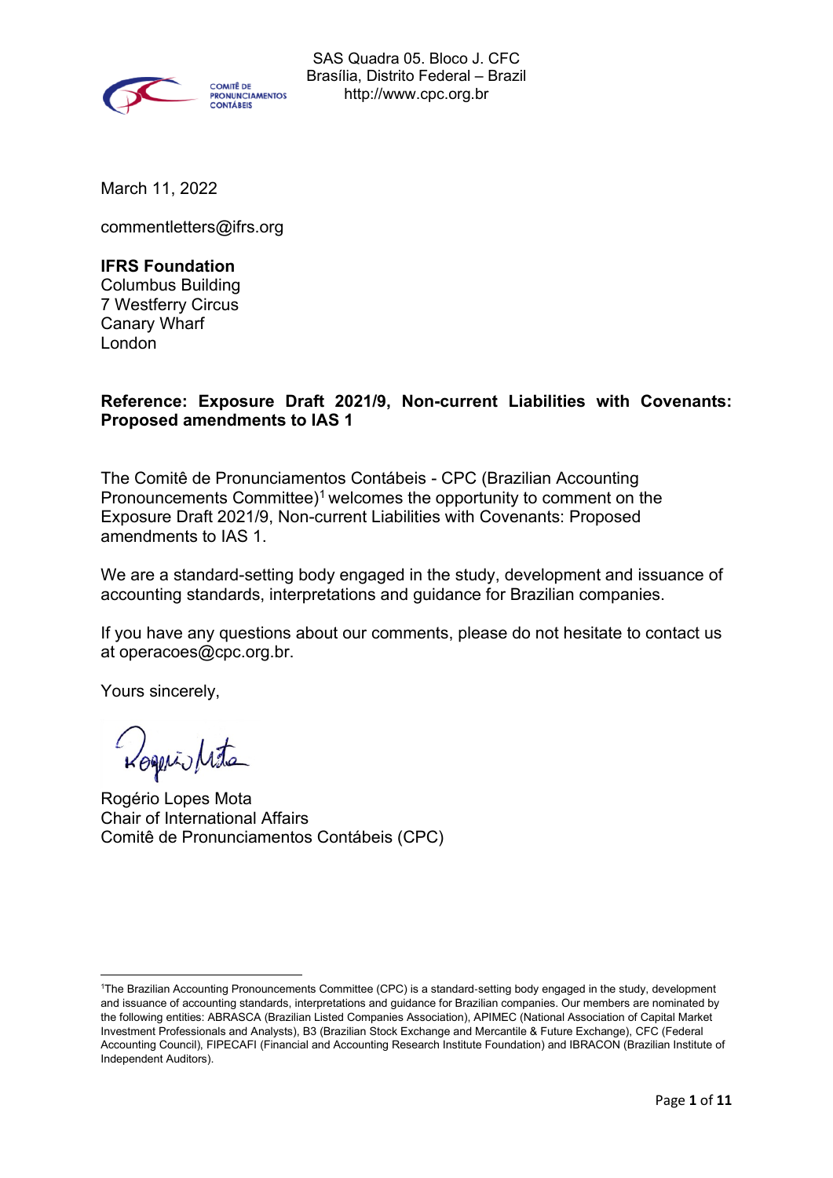COMITÊ DE PRONUNCIAMENTOS CONTÁBEIS

SAS Quadra 05. Bloco J. CFC
Brasília, Distrito Federal – Brazil
http://www.cpc.org.br

March 11, 2022

commentletters@ifrs.org

**IFRS Foundation**
Columbus Building
7 Westferry Circus
Canary Wharf
London

**Reference: Exposure Draft 2021/9, Non-current Liabilities with Covenants: Proposed amendments to IAS 1**

The Comitê de Pronunciamentos Contábeis - CPC (Brazilian Accounting Pronouncements Committee)[1] welcomes the opportunity to comment on the Exposure Draft 2021/9, Non-current Liabilities with Covenants: Proposed amendments to IAS 1.

We are a standard-setting body engaged in the study, development and issuance of accounting standards, interpretations and guidance for Brazilian companies.

If you have any questions about our comments, please do not hesitate to contact us at operacoes@cpc.org.br.

Yours sincerely,

Rogério Lopes Mota
Chair of International Affairs
Comitê de Pronunciamentos Contábeis (CPC)

[1] The Brazilian Accounting Pronouncements Committee (CPC) is a standard-setting body engaged in the study, development and issuance of accounting standards, interpretations and guidance for Brazilian companies. Our members are nominated by the following entities: ABRASCA (Brazilian Listed Companies Association), APIMEC (National Association of Capital Market Investment Professionals and Analysts), B3 (Brazilian Stock Exchange and Mercantile & Future Exchange), CFC (Federal Accounting Council), FIPECAFI (Financial and Accounting Research Institute Foundation) and IBRACON (Brazilian Institute of Independent Auditors).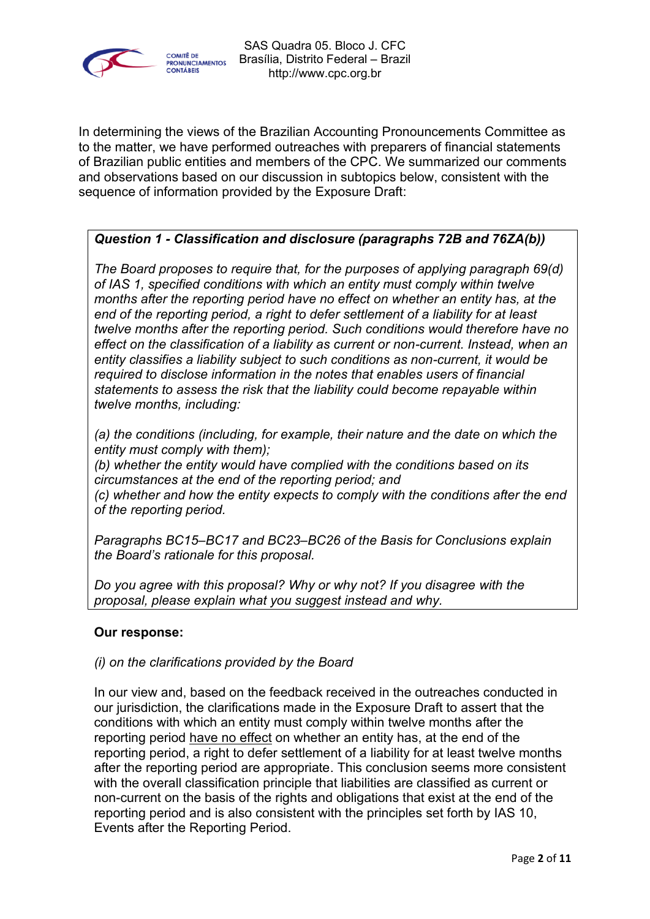In determining the views of the Brazilian Accounting Pronouncements Committee as to the matter, we have performed outreaches with preparers of financial statements of Brazilian public entities and members of the CPC. We summarized our comments and observations based on our discussion in subtopics below, consistent with the sequence of information provided by the Exposure Draft:

***Question 1 - Classification and disclosure (paragraphs 72B and 76ZA(b))***

*The Board proposes to require that, for the purposes of applying paragraph 69(d) of IAS 1, specified conditions with which an entity must comply within twelve months after the reporting period have no effect on whether an entity has, at the end of the reporting period, a right to defer settlement of a liability for at least twelve months after the reporting period. Such conditions would therefore have no effect on the classification of a liability as current or non-current. Instead, when an entity classifies a liability subject to such conditions as non-current, it would be required to disclose information in the notes that enables users of financial statements to assess the risk that the liability could become repayable within twelve months, including:*

*(a) the conditions (including, for example, their nature and the date on which the entity must comply with them);*
*(b) whether the entity would have complied with the conditions based on its circumstances at the end of the reporting period; and*
*(c) whether and how the entity expects to comply with the conditions after the end of the reporting period.*

*Paragraphs BC15–BC17 and BC23–BC26 of the Basis for Conclusions explain the Board's rationale for this proposal.*

*Do you agree with this proposal? Why or why not? If you disagree with the proposal, please explain what you suggest instead and why.*

**Our response:**

*(i) on the clarifications provided by the Board*

In our view and, based on the feedback received in the outreaches conducted in our jurisdiction, the clarifications made in the Exposure Draft to assert that the conditions with which an entity must comply within twelve months after the reporting period <u>have no effect</u> on whether an entity has, at the end of the reporting period, a right to defer settlement of a liability for at least twelve months after the reporting period are appropriate. This conclusion seems more consistent with the overall classification principle that liabilities are classified as current or non-current on the basis of the rights and obligations that exist at the end of the reporting period and is also consistent with the principles set forth by IAS 10, Events after the Reporting Period.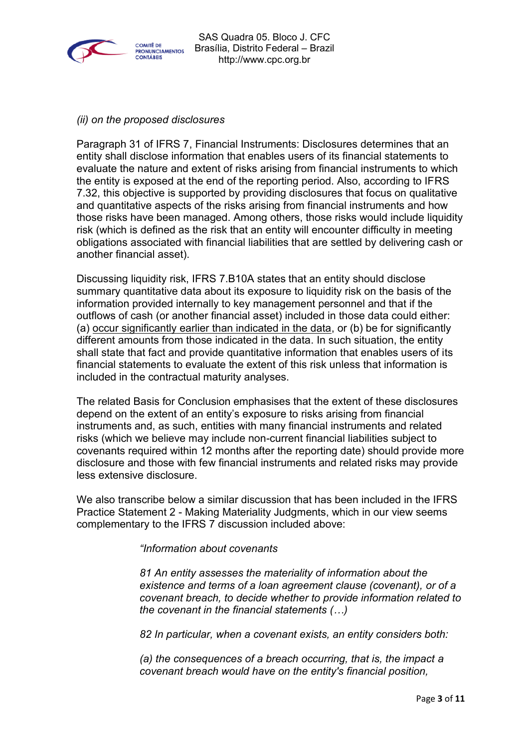*(ii) on the proposed disclosures*

Paragraph 31 of IFRS 7, Financial Instruments: Disclosures determines that an entity shall disclose information that enables users of its financial statements to evaluate the nature and extent of risks arising from financial instruments to which the entity is exposed at the end of the reporting period. Also, according to IFRS 7.32, this objective is supported by providing disclosures that focus on qualitative and quantitative aspects of the risks arising from financial instruments and how those risks have been managed. Among others, those risks would include liquidity risk (which is defined as the risk that an entity will encounter difficulty in meeting obligations associated with financial liabilities that are settled by delivering cash or another financial asset).

Discussing liquidity risk, IFRS 7.B10A states that an entity should disclose summary quantitative data about its exposure to liquidity risk on the basis of the information provided internally to key management personnel and that if the outflows of cash (or another financial asset) included in those data could either: (a) <u>occur significantly earlier than indicated in the data</u>, or (b) be for significantly different amounts from those indicated in the data. In such situation, the entity shall state that fact and provide quantitative information that enables users of its financial statements to evaluate the extent of this risk unless that information is included in the contractual maturity analyses.

The related Basis for Conclusion emphasises that the extent of these disclosures depend on the extent of an entity's exposure to risks arising from financial instruments and, as such, entities with many financial instruments and related risks (which we believe may include non-current financial liabilities subject to covenants required within 12 months after the reporting date) should provide more disclosure and those with few financial instruments and related risks may provide less extensive disclosure.

We also transcribe below a similar discussion that has been included in the IFRS Practice Statement 2 - Making Materiality Judgments, which in our view seems complementary to the IFRS 7 discussion included above:

> *"Information about covenants*
>
> *81 An entity assesses the materiality of information about the existence and terms of a loan agreement clause (covenant), or of a covenant breach, to decide whether to provide information related to the covenant in the financial statements (…)*
>
> *82 In particular, when a covenant exists, an entity considers both:*
>
> *(a) the consequences of a breach occurring, that is, the impact a covenant breach would have on the entity's financial position,*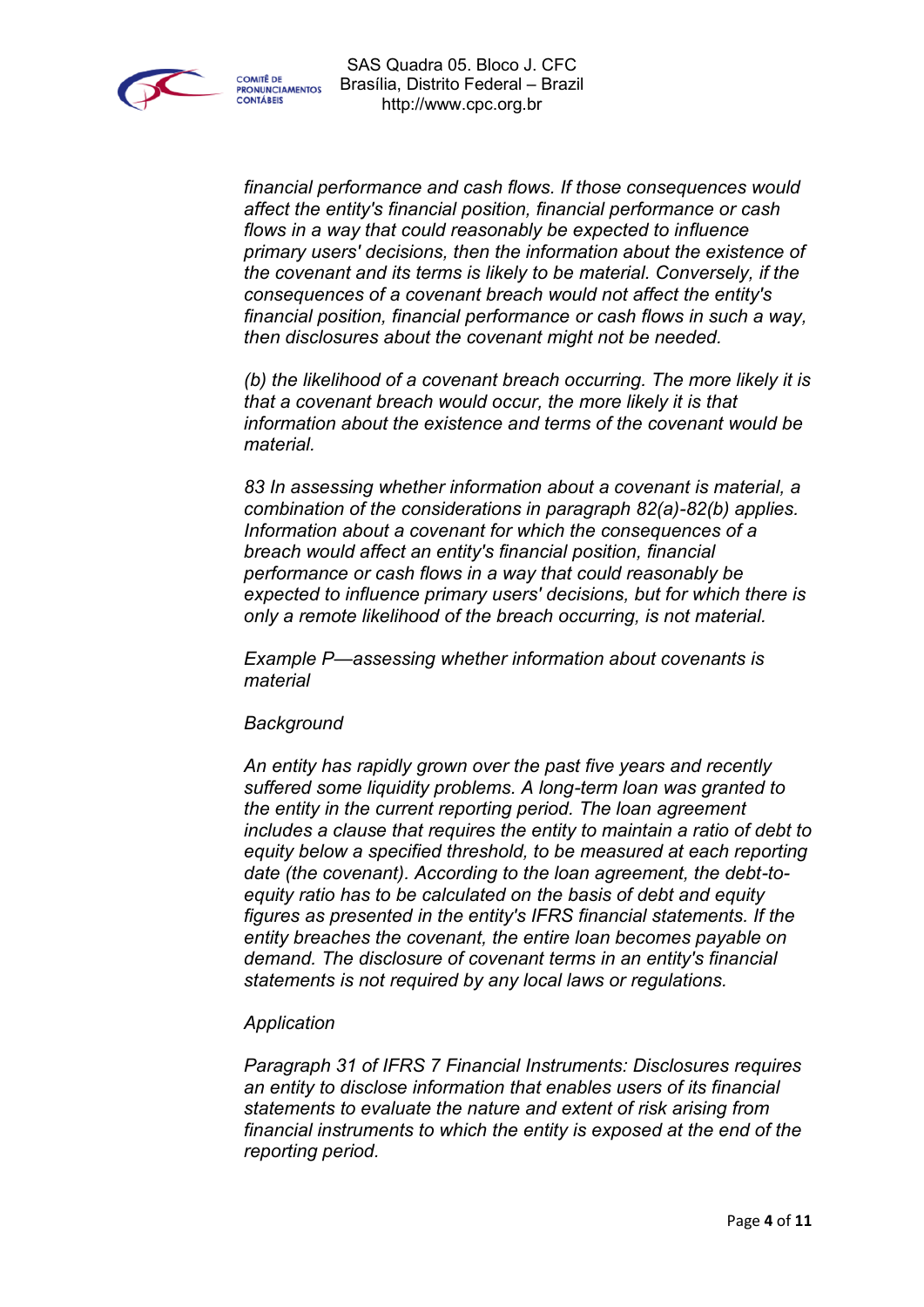*financial performance and cash flows. If those consequences would affect the entity's financial position, financial performance or cash flows in a way that could reasonably be expected to influence primary users' decisions, then the information about the existence of the covenant and its terms is likely to be material. Conversely, if the consequences of a covenant breach would not affect the entity's financial position, financial performance or cash flows in such a way, then disclosures about the covenant might not be needed.*

*(b) the likelihood of a covenant breach occurring. The more likely it is that a covenant breach would occur, the more likely it is that information about the existence and terms of the covenant would be material.*

*83 In assessing whether information about a covenant is material, a combination of the considerations in paragraph 82(a)-82(b) applies. Information about a covenant for which the consequences of a breach would affect an entity's financial position, financial performance or cash flows in a way that could reasonably be expected to influence primary users' decisions, but for which there is only a remote likelihood of the breach occurring, is not material.*

*Example P—assessing whether information about covenants is material*

*Background*

*An entity has rapidly grown over the past five years and recently suffered some liquidity problems. A long-term loan was granted to the entity in the current reporting period. The loan agreement includes a clause that requires the entity to maintain a ratio of debt to equity below a specified threshold, to be measured at each reporting date (the covenant). According to the loan agreement, the debt-to-equity ratio has to be calculated on the basis of debt and equity figures as presented in the entity's IFRS financial statements. If the entity breaches the covenant, the entire loan becomes payable on demand. The disclosure of covenant terms in an entity's financial statements is not required by any local laws or regulations.*

*Application*

*Paragraph 31 of IFRS 7 Financial Instruments: Disclosures requires an entity to disclose information that enables users of its financial statements to evaluate the nature and extent of risk arising from financial instruments to which the entity is exposed at the end of the reporting period.*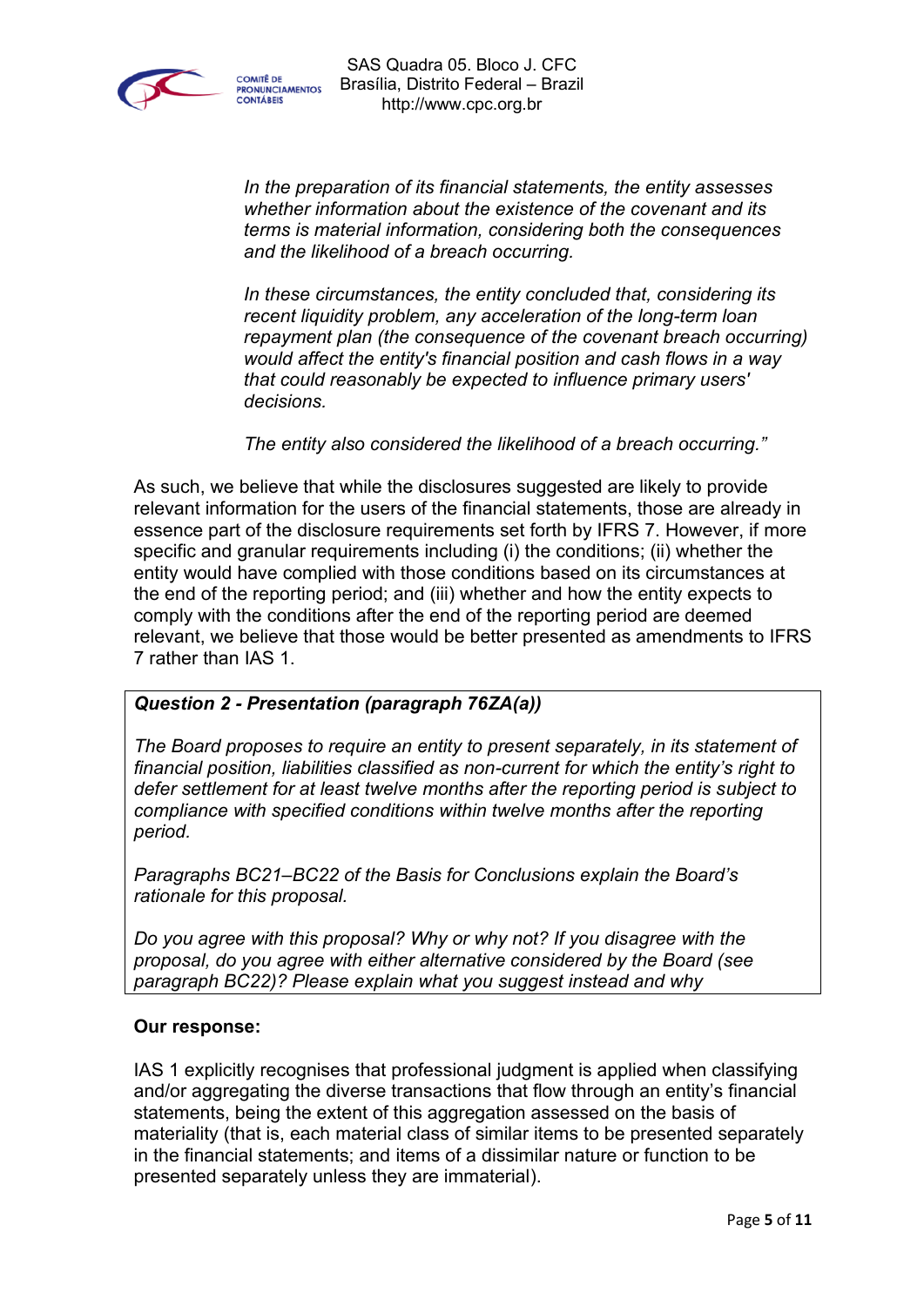*In the preparation of its financial statements, the entity assesses whether information about the existence of the covenant and its terms is material information, considering both the consequences and the likelihood of a breach occurring.*

*In these circumstances, the entity concluded that, considering its recent liquidity problem, any acceleration of the long-term loan repayment plan (the consequence of the covenant breach occurring) would affect the entity's financial position and cash flows in a way that could reasonably be expected to influence primary users' decisions.*

*The entity also considered the likelihood of a breach occurring."*

As such, we believe that while the disclosures suggested are likely to provide relevant information for the users of the financial statements, those are already in essence part of the disclosure requirements set forth by IFRS 7. However, if more specific and granular requirements including (i) the conditions; (ii) whether the entity would have complied with those conditions based on its circumstances at the end of the reporting period; and (iii) whether and how the entity expects to comply with the conditions after the end of the reporting period are deemed relevant, we believe that those would be better presented as amendments to IFRS 7 rather than IAS 1.

***Question 2 - Presentation (paragraph 76ZA(a))***

*The Board proposes to require an entity to present separately, in its statement of financial position, liabilities classified as non-current for which the entity's right to defer settlement for at least twelve months after the reporting period is subject to compliance with specified conditions within twelve months after the reporting period.*

*Paragraphs BC21–BC22 of the Basis for Conclusions explain the Board's rationale for this proposal.*

*Do you agree with this proposal? Why or why not? If you disagree with the proposal, do you agree with either alternative considered by the Board (see paragraph BC22)? Please explain what you suggest instead and why*

**Our response:**

IAS 1 explicitly recognises that professional judgment is applied when classifying and/or aggregating the diverse transactions that flow through an entity's financial statements, being the extent of this aggregation assessed on the basis of materiality (that is, each material class of similar items to be presented separately in the financial statements; and items of a dissimilar nature or function to be presented separately unless they are immaterial).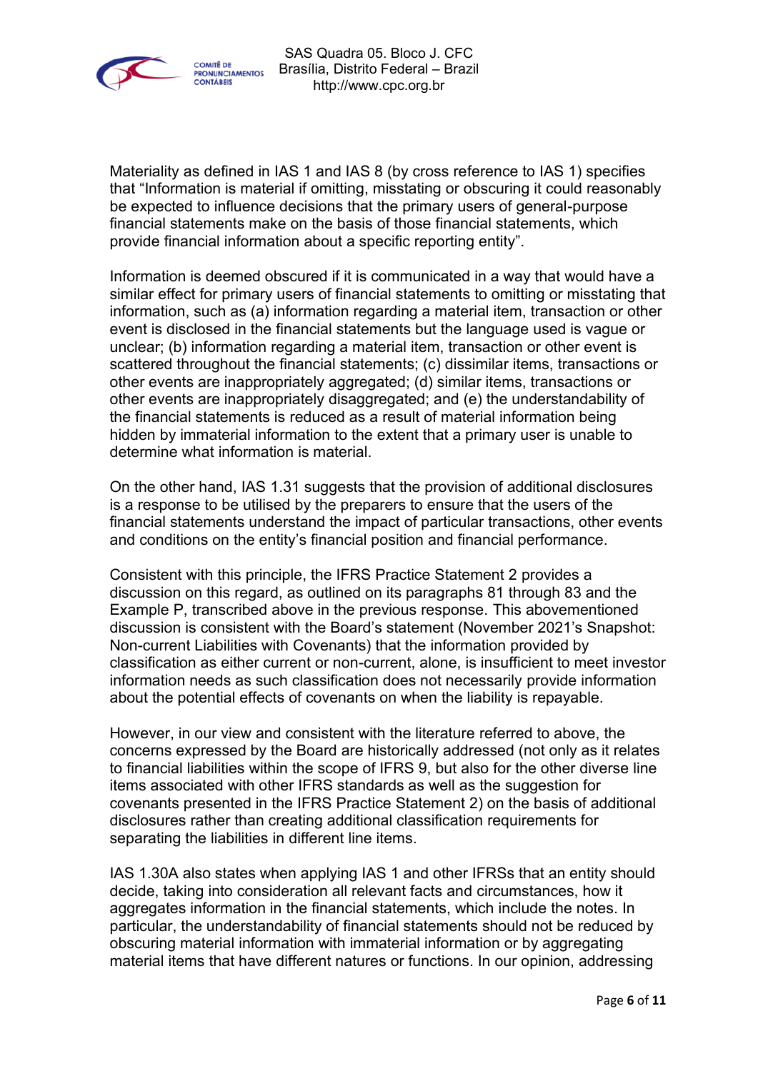Materiality as defined in IAS 1 and IAS 8 (by cross reference to IAS 1) specifies that "Information is material if omitting, misstating or obscuring it could reasonably be expected to influence decisions that the primary users of general-purpose financial statements make on the basis of those financial statements, which provide financial information about a specific reporting entity".

Information is deemed obscured if it is communicated in a way that would have a similar effect for primary users of financial statements to omitting or misstating that information, such as (a) information regarding a material item, transaction or other event is disclosed in the financial statements but the language used is vague or unclear; (b) information regarding a material item, transaction or other event is scattered throughout the financial statements; (c) dissimilar items, transactions or other events are inappropriately aggregated; (d) similar items, transactions or other events are inappropriately disaggregated; and (e) the understandability of the financial statements is reduced as a result of material information being hidden by immaterial information to the extent that a primary user is unable to determine what information is material.

On the other hand, IAS 1.31 suggests that the provision of additional disclosures is a response to be utilised by the preparers to ensure that the users of the financial statements understand the impact of particular transactions, other events and conditions on the entity's financial position and financial performance.

Consistent with this principle, the IFRS Practice Statement 2 provides a discussion on this regard, as outlined on its paragraphs 81 through 83 and the Example P, transcribed above in the previous response. This abovementioned discussion is consistent with the Board's statement (November 2021's Snapshot: Non-current Liabilities with Covenants) that the information provided by classification as either current or non-current, alone, is insufficient to meet investor information needs as such classification does not necessarily provide information about the potential effects of covenants on when the liability is repayable.

However, in our view and consistent with the literature referred to above, the concerns expressed by the Board are historically addressed (not only as it relates to financial liabilities within the scope of IFRS 9, but also for the other diverse line items associated with other IFRS standards as well as the suggestion for covenants presented in the IFRS Practice Statement 2) on the basis of additional disclosures rather than creating additional classification requirements for separating the liabilities in different line items.

IAS 1.30A also states when applying IAS 1 and other IFRSs that an entity should decide, taking into consideration all relevant facts and circumstances, how it aggregates information in the financial statements, which include the notes. In particular, the understandability of financial statements should not be reduced by obscuring material information with immaterial information or by aggregating material items that have different natures or functions. In our opinion, addressing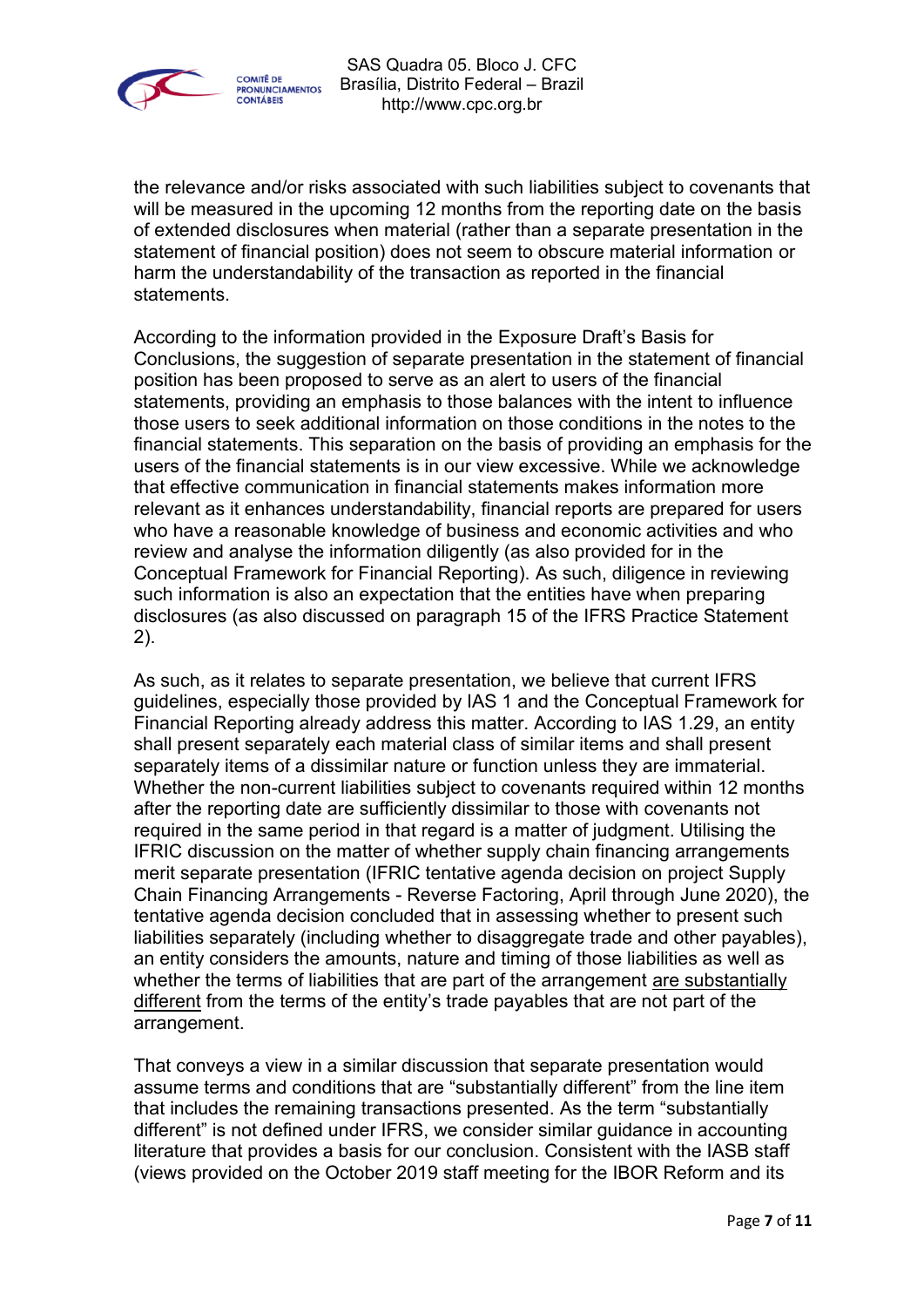the relevance and/or risks associated with such liabilities subject to covenants that will be measured in the upcoming 12 months from the reporting date on the basis of extended disclosures when material (rather than a separate presentation in the statement of financial position) does not seem to obscure material information or harm the understandability of the transaction as reported in the financial statements.

According to the information provided in the Exposure Draft's Basis for Conclusions, the suggestion of separate presentation in the statement of financial position has been proposed to serve as an alert to users of the financial statements, providing an emphasis to those balances with the intent to influence those users to seek additional information on those conditions in the notes to the financial statements. This separation on the basis of providing an emphasis for the users of the financial statements is in our view excessive. While we acknowledge that effective communication in financial statements makes information more relevant as it enhances understandability, financial reports are prepared for users who have a reasonable knowledge of business and economic activities and who review and analyse the information diligently (as also provided for in the Conceptual Framework for Financial Reporting). As such, diligence in reviewing such information is also an expectation that the entities have when preparing disclosures (as also discussed on paragraph 15 of the IFRS Practice Statement 2).

As such, as it relates to separate presentation, we believe that current IFRS guidelines, especially those provided by IAS 1 and the Conceptual Framework for Financial Reporting already address this matter. According to IAS 1.29, an entity shall present separately each material class of similar items and shall present separately items of a dissimilar nature or function unless they are immaterial. Whether the non-current liabilities subject to covenants required within 12 months after the reporting date are sufficiently dissimilar to those with covenants not required in the same period in that regard is a matter of judgment. Utilising the IFRIC discussion on the matter of whether supply chain financing arrangements merit separate presentation (IFRIC tentative agenda decision on project Supply Chain Financing Arrangements - Reverse Factoring, April through June 2020), the tentative agenda decision concluded that in assessing whether to present such liabilities separately (including whether to disaggregate trade and other payables), an entity considers the amounts, nature and timing of those liabilities as well as whether the terms of liabilities that are part of the arrangement are substantially different from the terms of the entity's trade payables that are not part of the arrangement.

That conveys a view in a similar discussion that separate presentation would assume terms and conditions that are "substantially different" from the line item that includes the remaining transactions presented. As the term "substantially different" is not defined under IFRS, we consider similar guidance in accounting literature that provides a basis for our conclusion. Consistent with the IASB staff (views provided on the October 2019 staff meeting for the IBOR Reform and its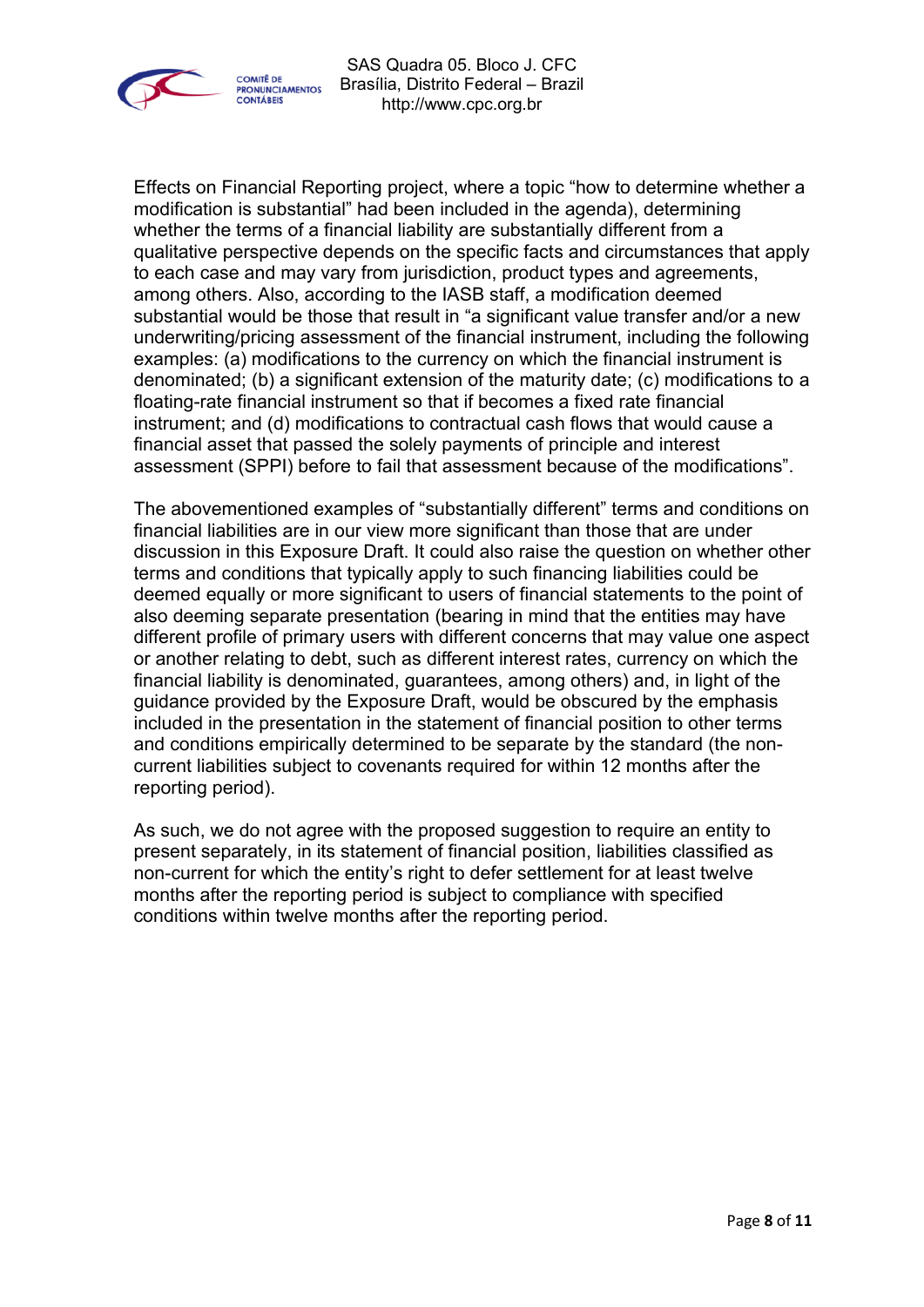Effects on Financial Reporting project, where a topic “how to determine whether a modification is substantial” had been included in the agenda), determining whether the terms of a financial liability are substantially different from a qualitative perspective depends on the specific facts and circumstances that apply to each case and may vary from jurisdiction, product types and agreements, among others. Also, according to the IASB staff, a modification deemed substantial would be those that result in “a significant value transfer and/or a new underwriting/pricing assessment of the financial instrument, including the following examples: (a) modifications to the currency on which the financial instrument is denominated; (b) a significant extension of the maturity date; (c) modifications to a floating-rate financial instrument so that if becomes a fixed rate financial instrument; and (d) modifications to contractual cash flows that would cause a financial asset that passed the solely payments of principle and interest assessment (SPPI) before to fail that assessment because of the modifications”.

The abovementioned examples of “substantially different” terms and conditions on financial liabilities are in our view more significant than those that are under discussion in this Exposure Draft. It could also raise the question on whether other terms and conditions that typically apply to such financing liabilities could be deemed equally or more significant to users of financial statements to the point of also deeming separate presentation (bearing in mind that the entities may have different profile of primary users with different concerns that may value one aspect or another relating to debt, such as different interest rates, currency on which the financial liability is denominated, guarantees, among others) and, in light of the guidance provided by the Exposure Draft, would be obscured by the emphasis included in the presentation in the statement of financial position to other terms and conditions empirically determined to be separate by the standard (the non-current liabilities subject to covenants required for within 12 months after the reporting period).

As such, we do not agree with the proposed suggestion to require an entity to present separately, in its statement of financial position, liabilities classified as non-current for which the entity’s right to defer settlement for at least twelve months after the reporting period is subject to compliance with specified conditions within twelve months after the reporting period.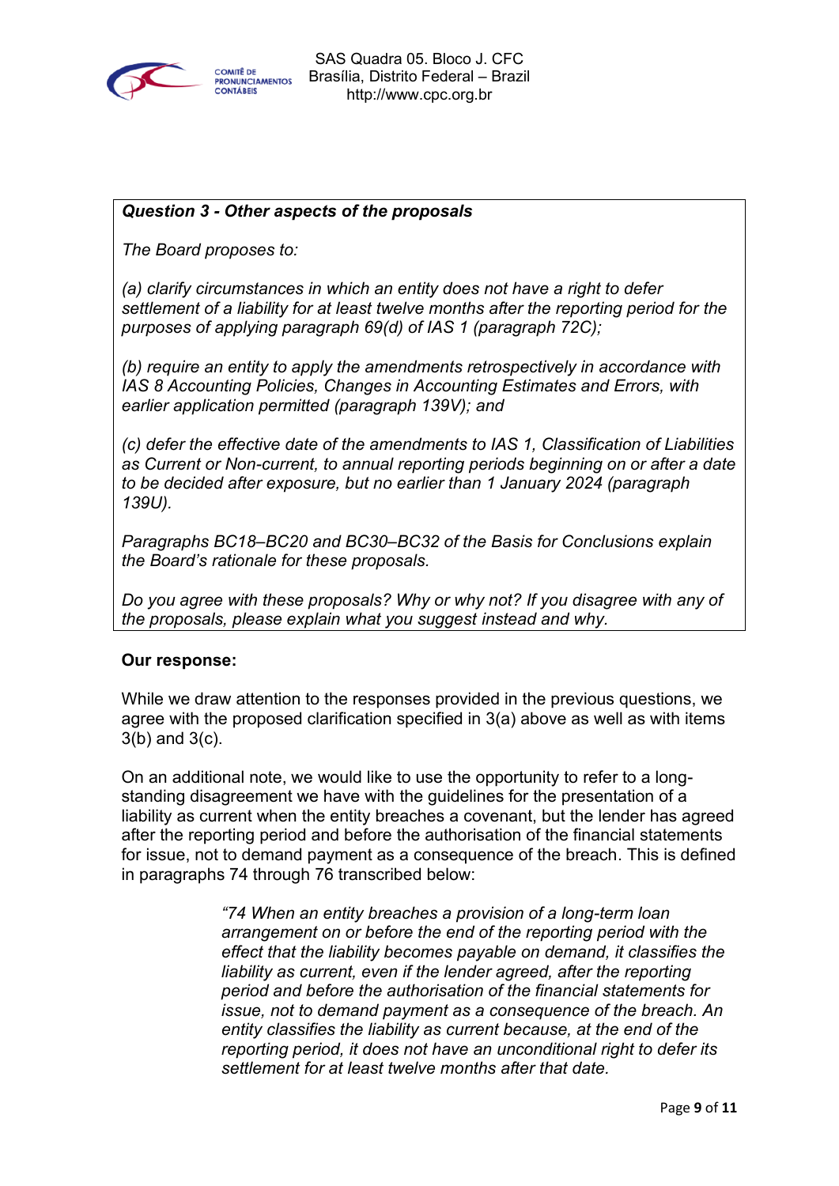**Question 3 - Other aspects of the proposals**

*The Board proposes to:*

*(a) clarify circumstances in which an entity does not have a right to defer settlement of a liability for at least twelve months after the reporting period for the purposes of applying paragraph 69(d) of IAS 1 (paragraph 72C);*

*(b) require an entity to apply the amendments retrospectively in accordance with IAS 8 Accounting Policies, Changes in Accounting Estimates and Errors, with earlier application permitted (paragraph 139V); and*

*(c) defer the effective date of the amendments to IAS 1, Classification of Liabilities as Current or Non-current, to annual reporting periods beginning on or after a date to be decided after exposure, but no earlier than 1 January 2024 (paragraph 139U).*

*Paragraphs BC18–BC20 and BC30–BC32 of the Basis for Conclusions explain the Board's rationale for these proposals.*

*Do you agree with these proposals? Why or why not? If you disagree with any of the proposals, please explain what you suggest instead and why.*

**Our response:**

While we draw attention to the responses provided in the previous questions, we agree with the proposed clarification specified in 3(a) above as well as with items 3(b) and 3(c).

On an additional note, we would like to use the opportunity to refer to a long-standing disagreement we have with the guidelines for the presentation of a liability as current when the entity breaches a covenant, but the lender has agreed after the reporting period and before the authorisation of the financial statements for issue, not to demand payment as a consequence of the breach. This is defined in paragraphs 74 through 76 transcribed below:

> *"74 When an entity breaches a provision of a long-term loan arrangement on or before the end of the reporting period with the effect that the liability becomes payable on demand, it classifies the liability as current, even if the lender agreed, after the reporting period and before the authorisation of the financial statements for issue, not to demand payment as a consequence of the breach. An entity classifies the liability as current because, at the end of the reporting period, it does not have an unconditional right to defer its settlement for at least twelve months after that date.*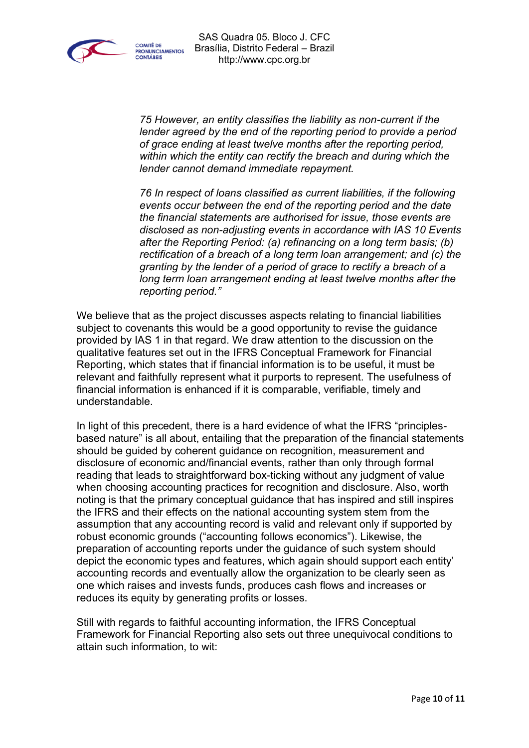*75 However, an entity classifies the liability as non-current if the lender agreed by the end of the reporting period to provide a period of grace ending at least twelve months after the reporting period, within which the entity can rectify the breach and during which the lender cannot demand immediate repayment.*

*76 In respect of loans classified as current liabilities, if the following events occur between the end of the reporting period and the date the financial statements are authorised for issue, those events are disclosed as non-adjusting events in accordance with IAS 10 Events after the Reporting Period: (a) refinancing on a long term basis; (b) rectification of a breach of a long term loan arrangement; and (c) the granting by the lender of a period of grace to rectify a breach of a long term loan arrangement ending at least twelve months after the reporting period."*

We believe that as the project discusses aspects relating to financial liabilities subject to covenants this would be a good opportunity to revise the guidance provided by IAS 1 in that regard. We draw attention to the discussion on the qualitative features set out in the IFRS Conceptual Framework for Financial Reporting, which states that if financial information is to be useful, it must be relevant and faithfully represent what it purports to represent. The usefulness of financial information is enhanced if it is comparable, verifiable, timely and understandable.

In light of this precedent, there is a hard evidence of what the IFRS "principles-based nature" is all about, entailing that the preparation of the financial statements should be guided by coherent guidance on recognition, measurement and disclosure of economic and/financial events, rather than only through formal reading that leads to straightforward box-ticking without any judgment of value when choosing accounting practices for recognition and disclosure. Also, worth noting is that the primary conceptual guidance that has inspired and still inspires the IFRS and their effects on the national accounting system stem from the assumption that any accounting record is valid and relevant only if supported by robust economic grounds ("accounting follows economics"). Likewise, the preparation of accounting reports under the guidance of such system should depict the economic types and features, which again should support each entity' accounting records and eventually allow the organization to be clearly seen as one which raises and invests funds, produces cash flows and increases or reduces its equity by generating profits or losses.

Still with regards to faithful accounting information, the IFRS Conceptual Framework for Financial Reporting also sets out three unequivocal conditions to attain such information, to wit: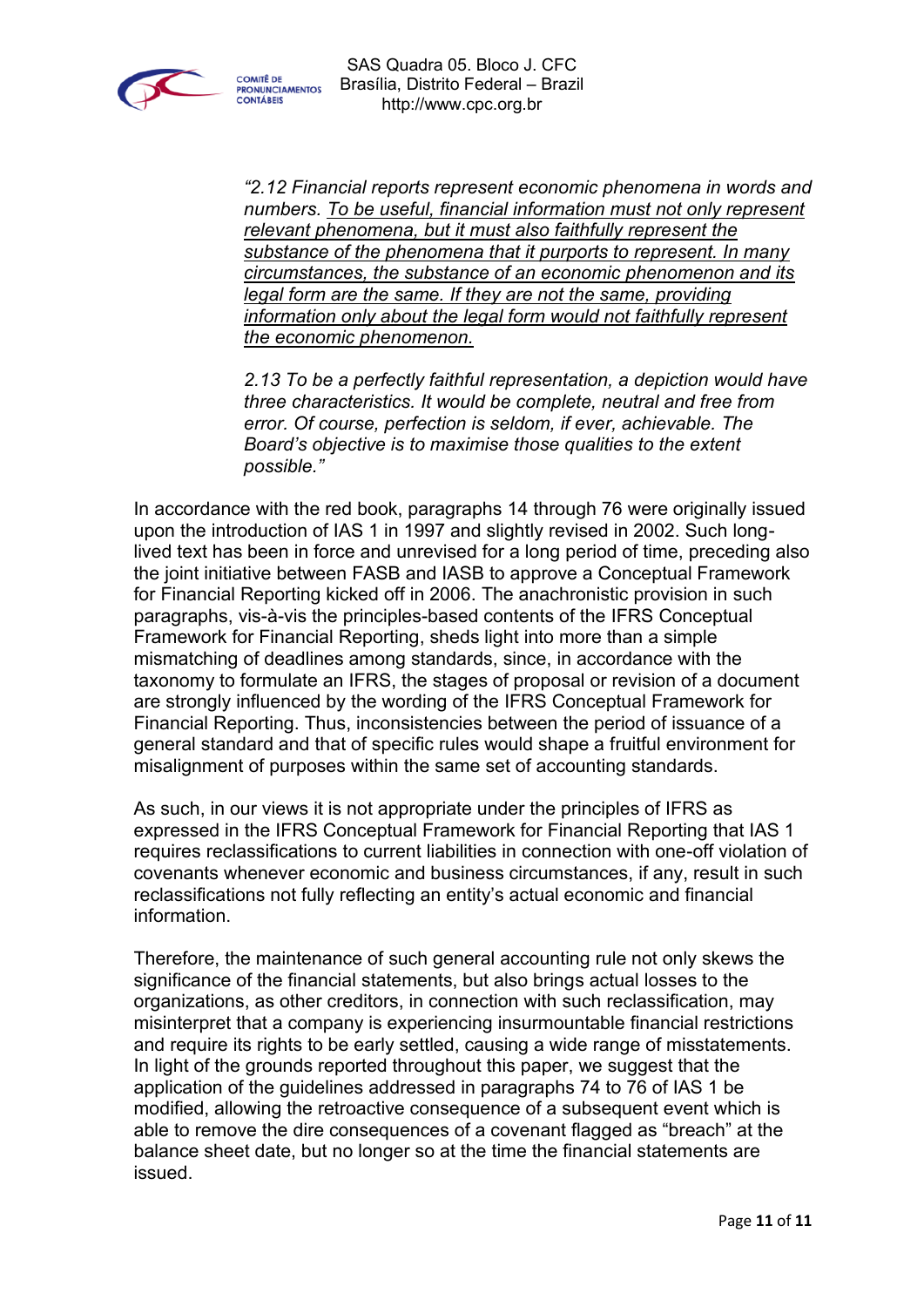*"2.12 Financial reports represent economic phenomena in words and numbers. <u>To be useful, financial information must not only represent relevant phenomena, but it must also faithfully represent the substance of the phenomena that it purports to represent. In many circumstances, the substance of an economic phenomenon and its legal form are the same. If they are not the same, providing information only about the legal form would not faithfully represent the economic phenomenon.</u>*

*2.13 To be a perfectly faithful representation, a depiction would have three characteristics. It would be complete, neutral and free from error. Of course, perfection is seldom, if ever, achievable. The Board's objective is to maximise those qualities to the extent possible."*

In accordance with the red book, paragraphs 14 through 76 were originally issued upon the introduction of IAS 1 in 1997 and slightly revised in 2002. Such long-lived text has been in force and unrevised for a long period of time, preceding also the joint initiative between FASB and IASB to approve a Conceptual Framework for Financial Reporting kicked off in 2006. The anachronistic provision in such paragraphs, vis-à-vis the principles-based contents of the IFRS Conceptual Framework for Financial Reporting, sheds light into more than a simple mismatching of deadlines among standards, since, in accordance with the taxonomy to formulate an IFRS, the stages of proposal or revision of a document are strongly influenced by the wording of the IFRS Conceptual Framework for Financial Reporting. Thus, inconsistencies between the period of issuance of a general standard and that of specific rules would shape a fruitful environment for misalignment of purposes within the same set of accounting standards.

As such, in our views it is not appropriate under the principles of IFRS as expressed in the IFRS Conceptual Framework for Financial Reporting that IAS 1 requires reclassifications to current liabilities in connection with one-off violation of covenants whenever economic and business circumstances, if any, result in such reclassifications not fully reflecting an entity's actual economic and financial information.

Therefore, the maintenance of such general accounting rule not only skews the significance of the financial statements, but also brings actual losses to the organizations, as other creditors, in connection with such reclassification, may misinterpret that a company is experiencing insurmountable financial restrictions and require its rights to be early settled, causing a wide range of misstatements. In light of the grounds reported throughout this paper, we suggest that the application of the guidelines addressed in paragraphs 74 to 76 of IAS 1 be modified, allowing the retroactive consequence of a subsequent event which is able to remove the dire consequences of a covenant flagged as "breach" at the balance sheet date, but no longer so at the time the financial statements are issued.